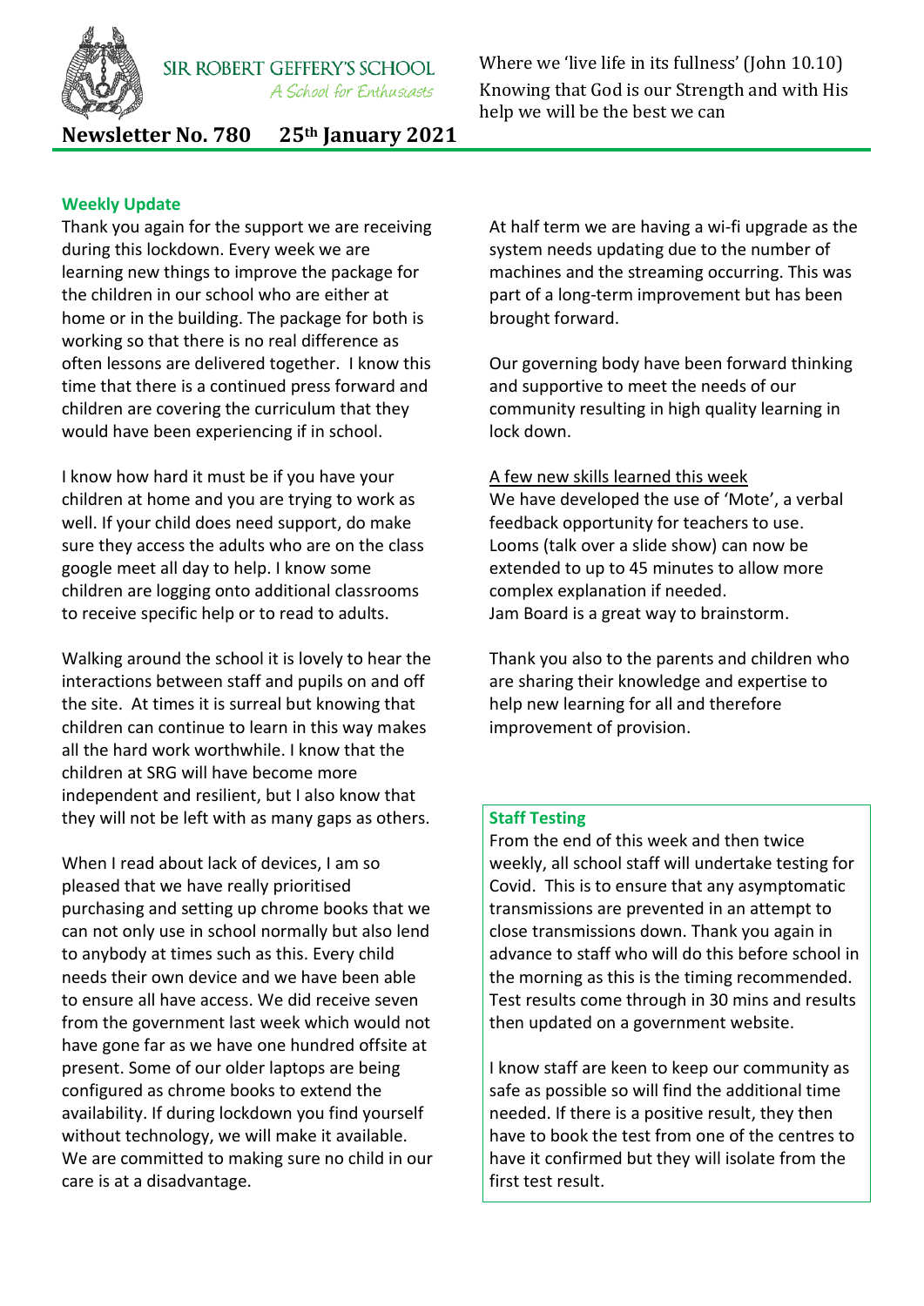SIR ROBERT GEFFERY'S SCHOOL
*A School for Enthusiasts*

Where we 'live life in its fullness' (John 10.10)
Knowing that God is our Strength and with His help we will be the best we can

# Newsletter No. 780 25th January 2021

## Weekly Update

Thank you again for the support we are receiving during this lockdown. Every week we are learning new things to improve the package for the children in our school who are either at home or in the building. The package for both is working so that there is no real difference as often lessons are delivered together. I know this time that there is a continued press forward and children are covering the curriculum that they would have been experiencing if in school.

I know how hard it must be if you have your children at home and you are trying to work as well. If your child does need support, do make sure they access the adults who are on the class google meet all day to help. I know some children are logging onto additional classrooms to receive specific help or to read to adults.

Walking around the school it is lovely to hear the interactions between staff and pupils on and off the site. At times it is surreal but knowing that children can continue to learn in this way makes all the hard work worthwhile. I know that the children at SRG will have become more independent and resilient, but I also know that they will not be left with as many gaps as others.

When I read about lack of devices, I am so pleased that we have really prioritised purchasing and setting up chrome books that we can not only use in school normally but also lend to anybody at times such as this. Every child needs their own device and we have been able to ensure all have access. We did receive seven from the government last week which would not have gone far as we have one hundred offsite at present. Some of our older laptops are being configured as chrome books to extend the availability. If during lockdown you find yourself without technology, we will make it available. We are committed to making sure no child in our care is at a disadvantage.

At half term we are having a wi-fi upgrade as the system needs updating due to the number of machines and the streaming occurring. This was part of a long-term improvement but has been brought forward.

Our governing body have been forward thinking and supportive to meet the needs of our community resulting in high quality learning in lock down.

A few new skills learned this week

We have developed the use of 'Mote', a verbal feedback opportunity for teachers to use.
Looms (talk over a slide show) can now be extended to up to 45 minutes to allow more complex explanation if needed.
Jam Board is a great way to brainstorm.

Thank you also to the parents and children who are sharing their knowledge and expertise to help new learning for all and therefore improvement of provision.

## Staff Testing

From the end of this week and then twice weekly, all school staff will undertake testing for Covid. This is to ensure that any asymptomatic transmissions are prevented in an attempt to close transmissions down. Thank you again in advance to staff who will do this before school in the morning as this is the timing recommended. Test results come through in 30 mins and results then updated on a government website.

I know staff are keen to keep our community as safe as possible so will find the additional time needed. If there is a positive result, they then have to book the test from one of the centres to have it confirmed but they will isolate from the first test result.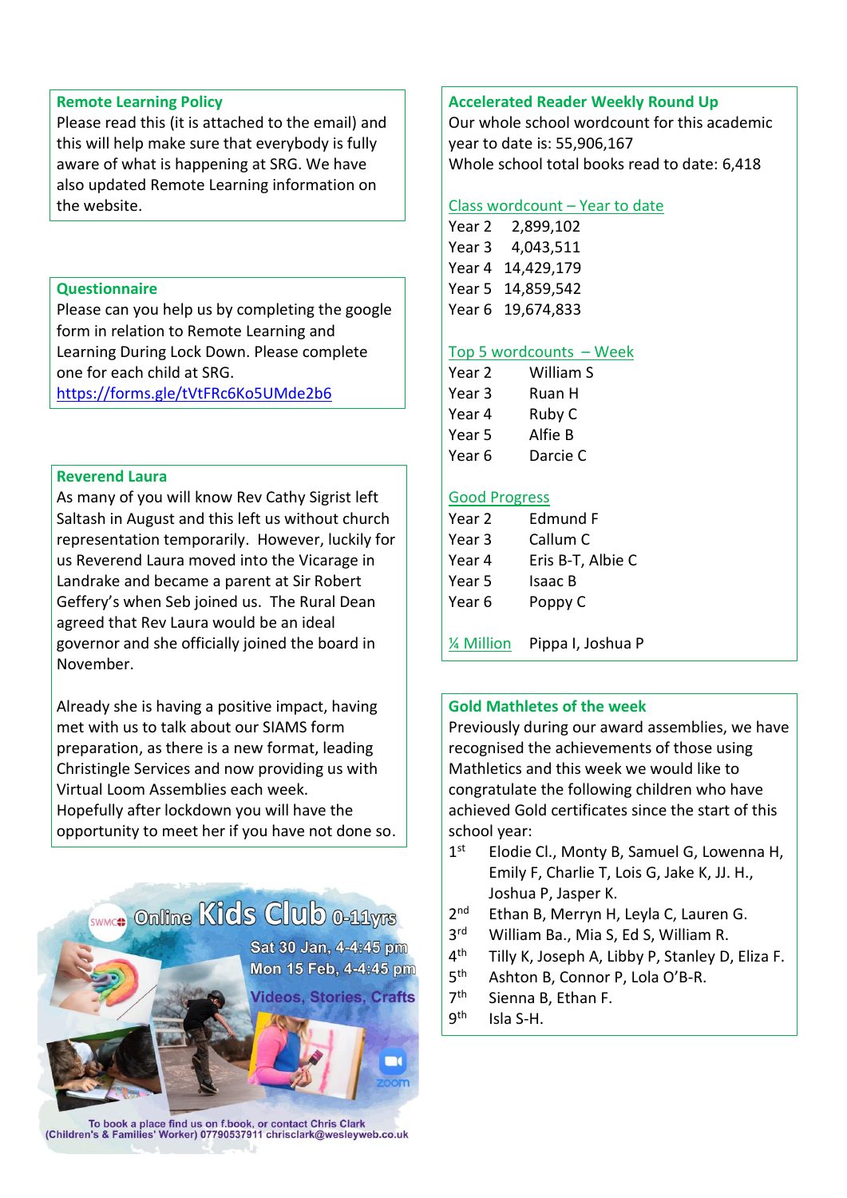## Remote Learning Policy

Please read this (it is attached to the email) and this will help make sure that everybody is fully aware of what is happening at SRG. We have also updated Remote Learning information on the website.

## Questionnaire

Please can you help us by completing the google form in relation to Remote Learning and Learning During Lock Down. Please complete one for each child at SRG.

https://forms.gle/tVtFRc6Ko5UMde2b6

## Reverend Laura

As many of you will know Rev Cathy Sigrist left Saltash in August and this left us without church representation temporarily. However, luckily for us Reverend Laura moved into the Vicarage in Landrake and became a parent at Sir Robert Geffery's when Seb joined us. The Rural Dean agreed that Rev Laura would be an ideal governor and she officially joined the board in November.

Already she is having a positive impact, having met with us to talk about our SIAMS form preparation, as there is a new format, leading Christingle Services and now providing us with Virtual Loom Assemblies each week.
Hopefully after lockdown you will have the opportunity to meet her if you have not done so.

SWMC Online Kids Club 0-11yrs

Sat 30 Jan, 4-4:45 pm
Mon 15 Feb, 4-4:45 pm

Videos, Stories, Crafts

zoom

To book a place find us on f.book, or contact Chris Clark (Children's & Families' Worker) 07790537911 chrisclark@wesleyweb.co.uk

## Accelerated Reader Weekly Round Up

Our whole school wordcount for this academic year to date is: 55,906,167
Whole school total books read to date: 6,418

### Class wordcount – Year to date

| | |
|---|---|
| Year 2 | 2,899,102 |
| Year 3 | 4,043,511 |
| Year 4 | 14,429,179 |
| Year 5 | 14,859,542 |
| Year 6 | 19,674,833 |

### Top 5 wordcounts – Week

| | |
|---|---|
| Year 2 | William S |
| Year 3 | Ruan H |
| Year 4 | Ruby C |
| Year 5 | Alfie B |
| Year 6 | Darcie C |

### Good Progress

| | |
|---|---|
| Year 2 | Edmund F |
| Year 3 | Callum C |
| Year 4 | Eris B-T, Albie C |
| Year 5 | Isaac B |
| Year 6 | Poppy C |

¼ Million: Pippa I, Joshua P

## Gold Mathletes of the week

Previously during our award assemblies, we have recognised the achievements of those using Mathletics and this week we would like to congratulate the following children who have achieved Gold certificates since the start of this school year:

- 1st – Elodie Cl., Monty B, Samuel G, Lowenna H, Emily F, Charlie T, Lois G, Jake K, JJ. H., Joshua P, Jasper K.
- 2nd – Ethan B, Merryn H, Leyla C, Lauren G.
- 3rd – William Ba., Mia S, Ed S, William R.
- 4th – Tilly K, Joseph A, Libby P, Stanley D, Eliza F.
- 5th – Ashton B, Connor P, Lola O'B-R.
- 7th – Sienna B, Ethan F.
- 9th – Isla S-H.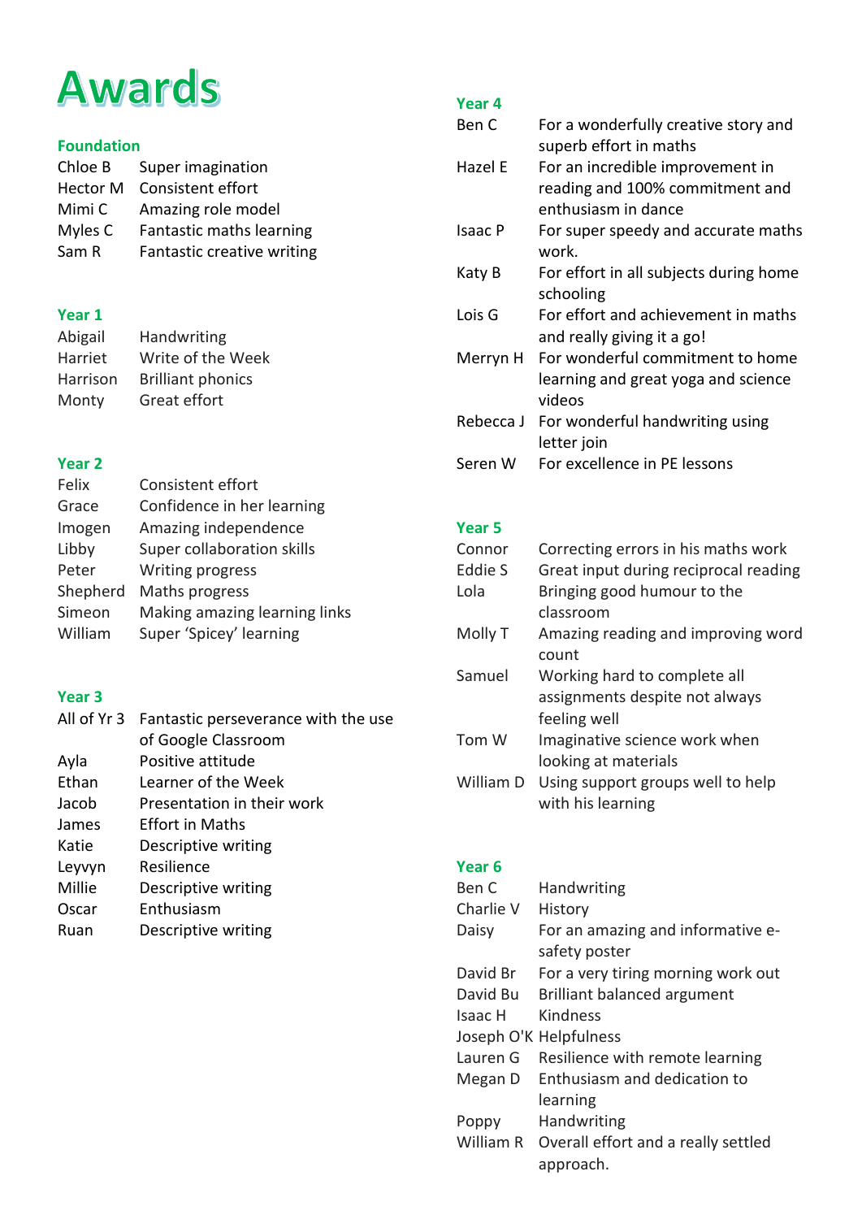# Awards

## Foundation

| | |
|---|---|
| Chloe B | Super imagination |
| Hector M | Consistent effort |
| Mimi C | Amazing role model |
| Myles C | Fantastic maths learning |
| Sam R | Fantastic creative writing |

## Year 1

| | |
|---|---|
| Abigail | Handwriting |
| Harriet | Write of the Week |
| Harrison | Brilliant phonics |
| Monty | Great effort |

## Year 2

| | |
|---|---|
| Felix | Consistent effort |
| Grace | Confidence in her learning |
| Imogen | Amazing independence |
| Libby | Super collaboration skills |
| Peter | Writing progress |
| Shepherd | Maths progress |
| Simeon | Making amazing learning links |
| William | Super 'Spicey' learning |

## Year 3

| | |
|---|---|
| All of Yr 3 | Fantastic perseverance with the use of Google Classroom |
| Ayla | Positive attitude |
| Ethan | Learner of the Week |
| Jacob | Presentation in their work |
| James | Effort in Maths |
| Katie | Descriptive writing |
| Leyvyn | Resilience |
| Millie | Descriptive writing |
| Oscar | Enthusiasm |
| Ruan | Descriptive writing |

## Year 4

| | |
|---|---|
| Ben C | For a wonderfully creative story and superb effort in maths |
| Hazel E | For an incredible improvement in reading and 100% commitment and enthusiasm in dance |
| Isaac P | For super speedy and accurate maths work. |
| Katy B | For effort in all subjects during home schooling |
| Lois G | For effort and achievement in maths and really giving it a go! |
| Merryn H | For wonderful commitment to home learning and great yoga and science videos |
| Rebecca J | For wonderful handwriting using letter join |
| Seren W | For excellence in PE lessons |

## Year 5

| | |
|---|---|
| Connor | Correcting errors in his maths work |
| Eddie S | Great input during reciprocal reading |
| Lola | Bringing good humour to the classroom |
| Molly T | Amazing reading and improving word count |
| Samuel | Working hard to complete all assignments despite not always feeling well |
| Tom W | Imaginative science work when looking at materials |
| William D | Using support groups well to help with his learning |

## Year 6

| | |
|---|---|
| Ben C | Handwriting |
| Charlie V | History |
| Daisy | For an amazing and informative e-safety poster |
| David Br | For a very tiring morning work out |
| David Bu | Brilliant balanced argument |
| Isaac H | Kindness |
| Joseph O'K | Helpfulness |
| Lauren G | Resilience with remote learning |
| Megan D | Enthusiasm and dedication to learning |
| Poppy | Handwriting |
| William R | Overall effort and a really settled approach. |